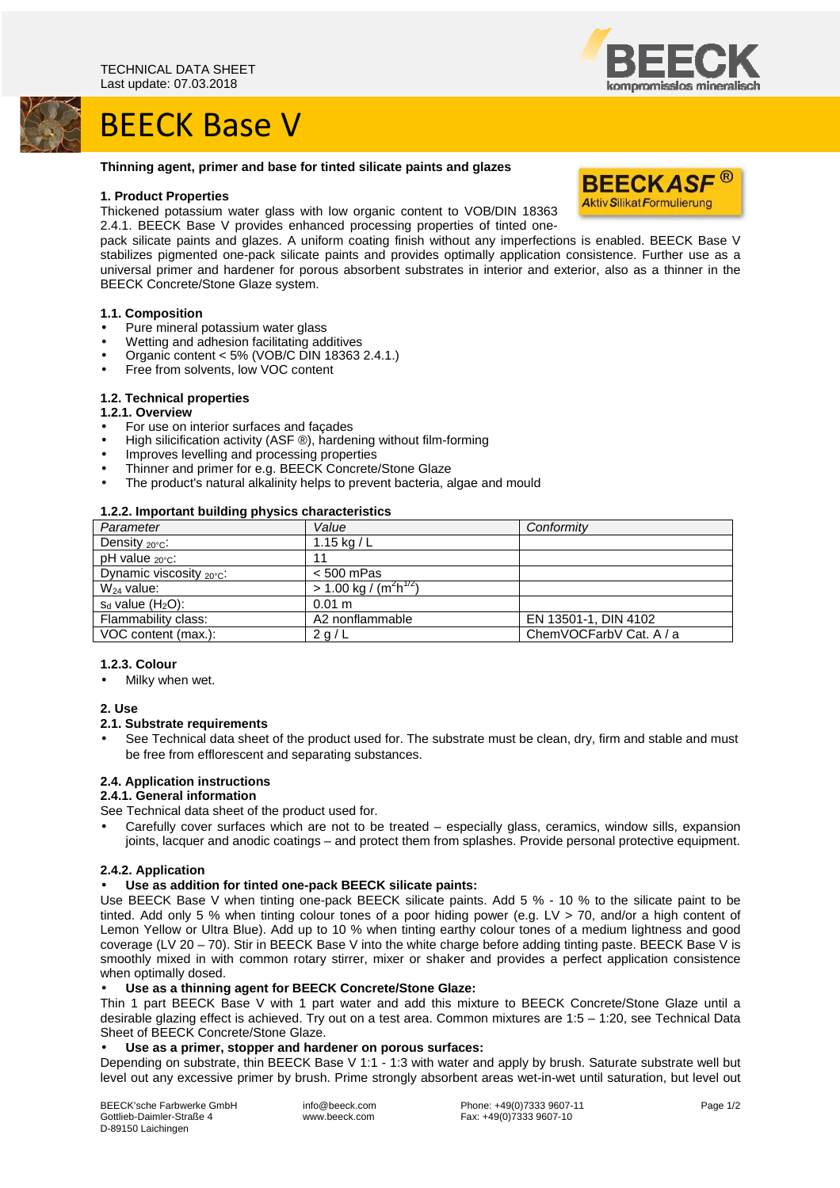TECHNICAL DATA SHEET
Last update: 07.03.2018

# BEECK Base V

**Thinning agent, primer and base for tinted silicate paints and glazes**

**BEECKASF®**
**Aktiv Silikat Formulierung**

## 1. Product Properties

Thickened potassium water glass with low organic content to VOB/DIN 18363 2.4.1. BEECK Base V provides enhanced processing properties of tinted one-pack silicate paints and glazes. A uniform coating finish without any imperfections is enabled. BEECK Base V stabilizes pigmented one-pack silicate paints and provides optimally application consistence. Further use as a universal primer and hardener for porous absorbent substrates in interior and exterior, also as a thinner in the BEECK Concrete/Stone Glaze system.

### 1.1. Composition

- Pure mineral potassium water glass
- Wetting and adhesion facilitating additives
- Organic content < 5% (VOB/C DIN 18363 2.4.1.)
- Free from solvents, low VOC content

### 1.2. Technical properties

#### 1.2.1. Overview

- For use on interior surfaces and façades
- High silicification activity (ASF ®), hardening without film-forming
- Improves levelling and processing properties
- Thinner and primer for e.g. BEECK Concrete/Stone Glaze
- The product's natural alkalinity helps to prevent bacteria, algae and mould

#### 1.2.2. Important building physics characteristics

| *Parameter* | *Value* | *Conformity* |
|---|---|---|
| Density $_{20°C}$: | 1.15 kg / L | |
| pH value $_{20°C}$: | 11 | |
| Dynamic viscosity $_{20°C}$: | < 500 mPas | |
| $W_{24}$ value: | > 1.00 kg / ($m^2h^{1/2}$) | |
| $s_d$ value ($H_2O$): | 0.01 m | |
| Flammability class: | A2 nonflammable | EN 13501-1, DIN 4102 |
| VOC content (max.): | 2 g / L | ChemVOCFarbV Cat. A / a |

#### 1.2.3. Colour

- Milky when wet.

## 2. Use

### 2.1. Substrate requirements

- See Technical data sheet of the product used for. The substrate must be clean, dry, firm and stable and must be free from efflorescent and separating substances.

### 2.4. Application instructions

#### 2.4.1. General information

See Technical data sheet of the product used for.

- Carefully cover surfaces which are not to be treated – especially glass, ceramics, window sills, expansion joints, lacquer and anodic coatings – and protect them from splashes. Provide personal protective equipment.

#### 2.4.2. Application

- **Use as addition for tinted one-pack BEECK silicate paints:**

Use BEECK Base V when tinting one-pack BEECK silicate paints. Add 5 % - 10 % to the silicate paint to be tinted. Add only 5 % when tinting colour tones of a poor hiding power (e.g. LV > 70, and/or a high content of Lemon Yellow or Ultra Blue). Add up to 10 % when tinting earthy colour tones of a medium lightness and good coverage (LV 20 – 70). Stir in BEECK Base V into the white charge before adding tinting paste. BEECK Base V is smoothly mixed in with common rotary stirrer, mixer or shaker and provides a perfect application consistence when optimally dosed.

- **Use as a thinning agent for BEECK Concrete/Stone Glaze:**

Thin 1 part BEECK Base V with 1 part water and add this mixture to BEECK Concrete/Stone Glaze until a desirable glazing effect is achieved. Try out on a test area. Common mixtures are 1:5 – 1:20, see Technical Data Sheet of BEECK Concrete/Stone Glaze.

- **Use as a primer, stopper and hardener on porous surfaces:**

Depending on substrate, thin BEECK Base V 1:1 - 1:3 with water and apply by brush. Saturate substrate well but level out any excessive primer by brush. Prime strongly absorbent areas wet-in-wet until saturation, but level out

BEECK'sche Farbwerke GmbH
Gottlieb-Daimler-Straße 4
D-89150 Laichingen

info@beeck.com
www.beeck.com

Phone: +49(0)7333 9607-11
Fax: +49(0)7333 9607-10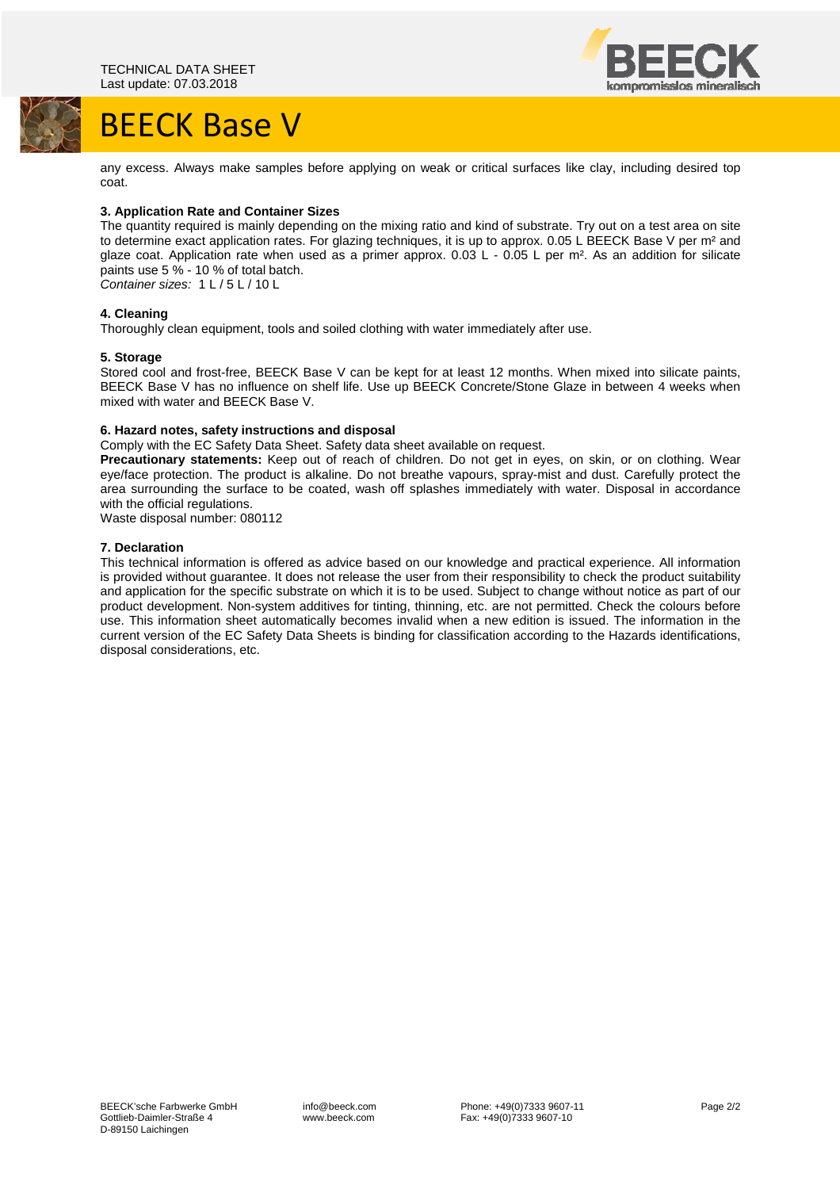any excess. Always make samples before applying on weak or critical surfaces like clay, including desired top coat.

### 3. Application Rate and Container Sizes

The quantity required is mainly depending on the mixing ratio and kind of substrate. Try out on a test area on site to determine exact application rates. For glazing techniques, it is up to approx. 0.05 L BEECK Base V per m² and glaze coat. Application rate when used as a primer approx. 0.03 L - 0.05 L per m². As an addition for silicate paints use 5 % - 10 % of total batch.

*Container sizes:* 1 L / 5 L / 10 L

### 4. Cleaning

Thoroughly clean equipment, tools and soiled clothing with water immediately after use.

### 5. Storage

Stored cool and frost-free, BEECK Base V can be kept for at least 12 months. When mixed into silicate paints, BEECK Base V has no influence on shelf life. Use up BEECK Concrete/Stone Glaze in between 4 weeks when mixed with water and BEECK Base V.

### 6. Hazard notes, safety instructions and disposal

Comply with the EC Safety Data Sheet. Safety data sheet available on request.

**Precautionary statements:** Keep out of reach of children. Do not get in eyes, on skin, or on clothing. Wear eye/face protection. The product is alkaline. Do not breathe vapours, spray-mist and dust. Carefully protect the area surrounding the surface to be coated, wash off splashes immediately with water. Disposal in accordance with the official regulations.

Waste disposal number: 080112

### 7. Declaration

This technical information is offered as advice based on our knowledge and practical experience. All information is provided without guarantee. It does not release the user from their responsibility to check the product suitability and application for the specific substrate on which it is to be used. Subject to change without notice as part of our product development. Non-system additives for tinting, thinning, etc. are not permitted. Check the colours before use. This information sheet automatically becomes invalid when a new edition is issued. The information in the current version of the EC Safety Data Sheets is binding for classification according to the Hazards identifications, disposal considerations, etc.